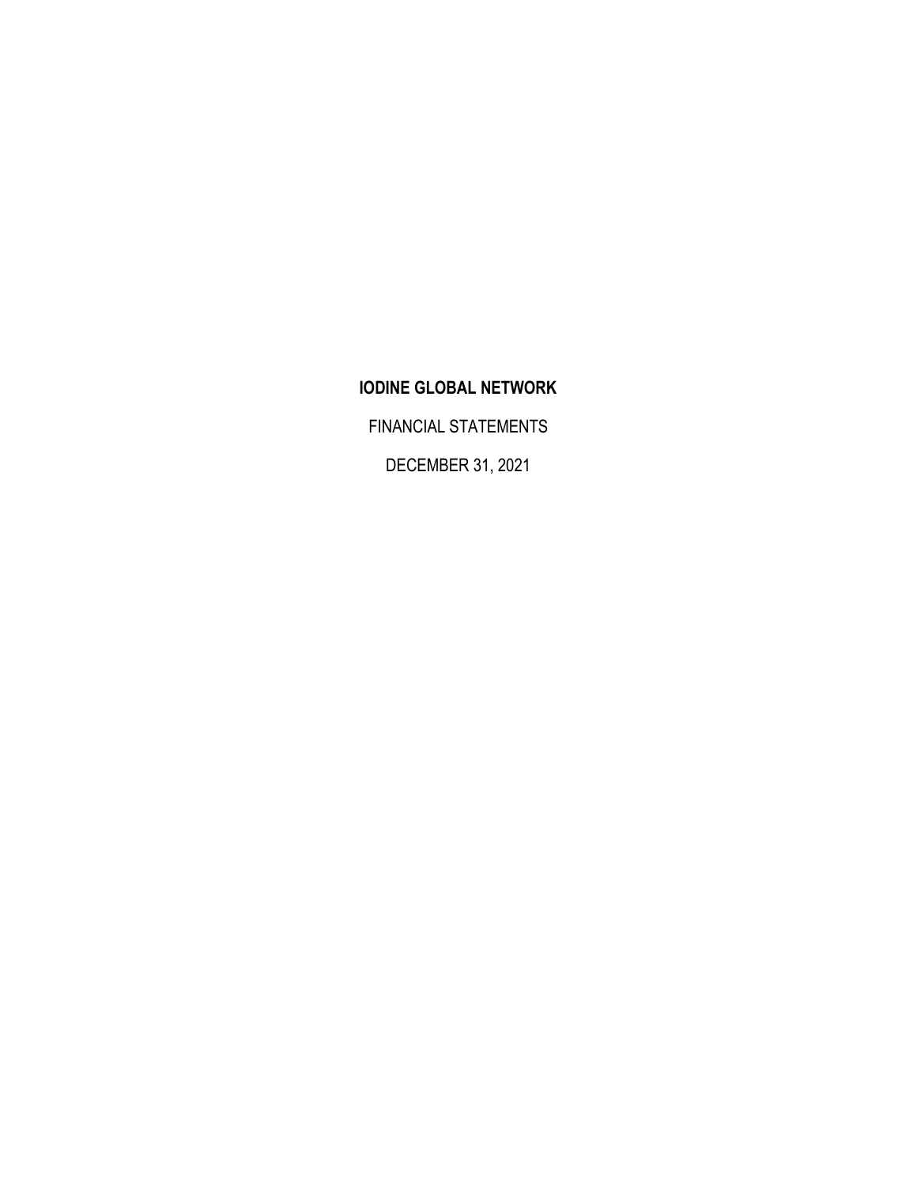# IODINE GLOBAL NETWORK

FINANCIAL STATEMENTS

DECEMBER 31, 2021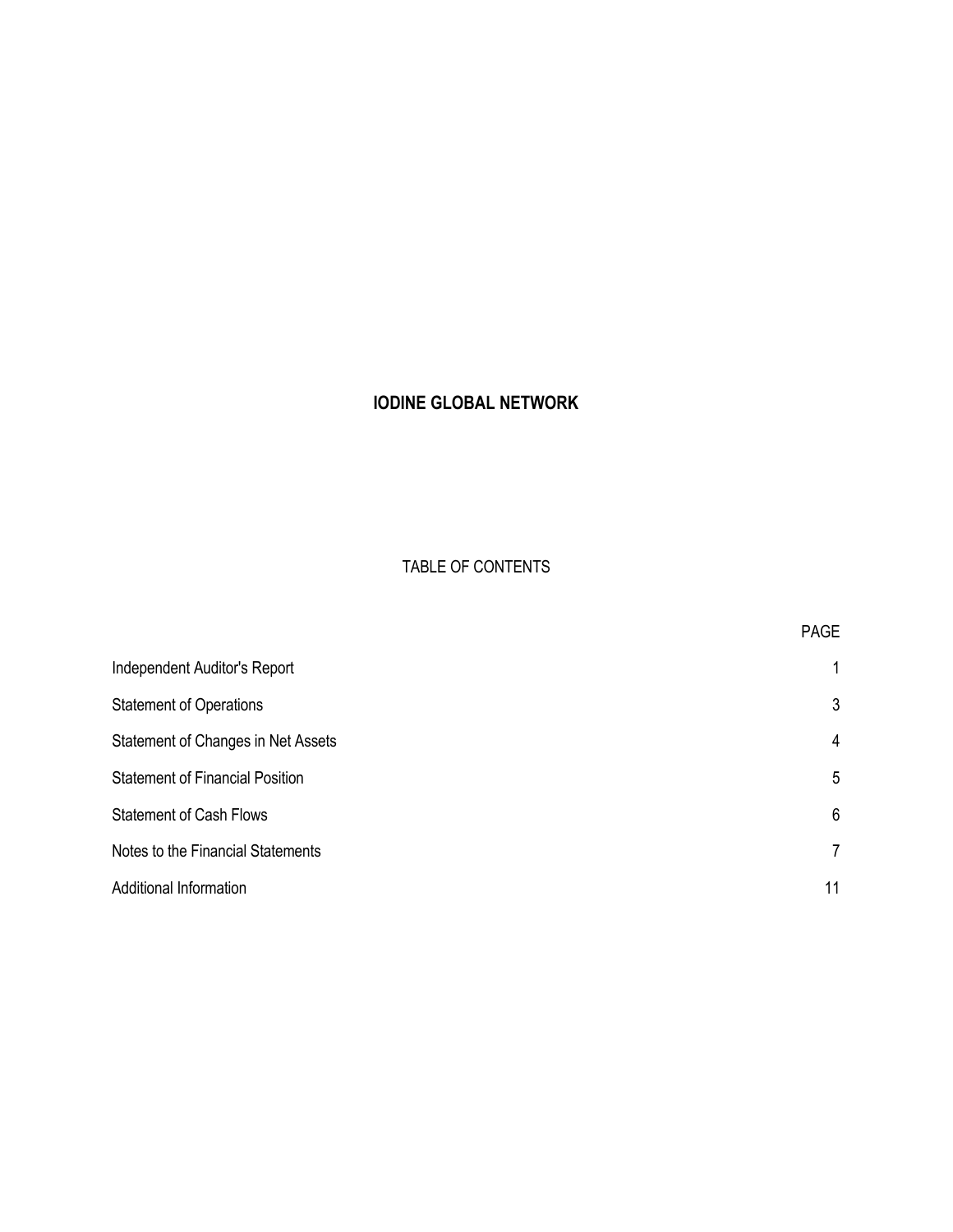# IODINE GLOBAL NETWORK

## TABLE OF CONTENTS

| | PAGE |
|---|---|
| Independent Auditor's Report | 1 |
| Statement of Operations | 3 |
| Statement of Changes in Net Assets | 4 |
| Statement of Financial Position | 5 |
| Statement of Cash Flows | 6 |
| Notes to the Financial Statements | 7 |
| Additional Information | 11 |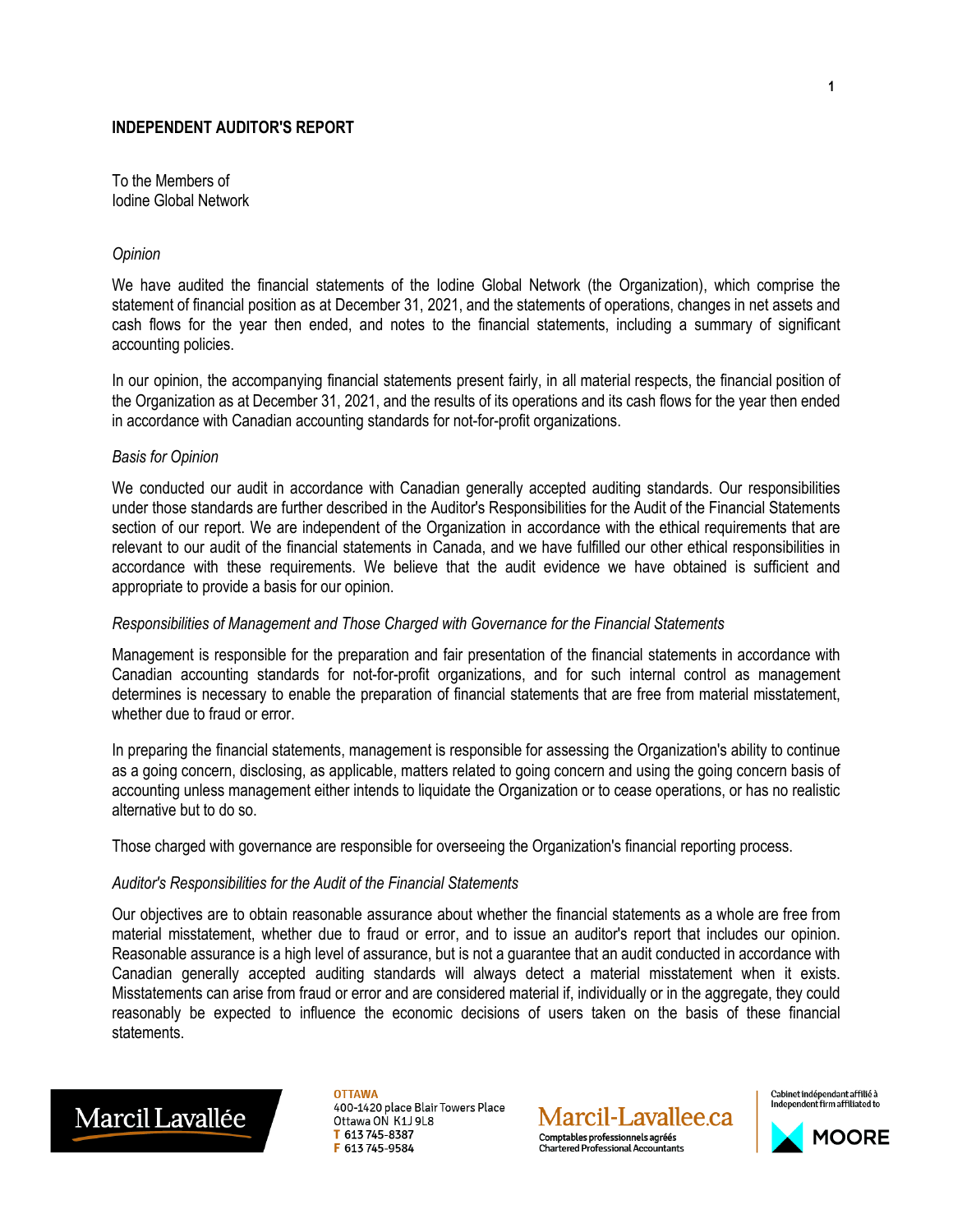## INDEPENDENT AUDITOR'S REPORT

To the Members of
Iodine Global Network

*Opinion*

We have audited the financial statements of the Iodine Global Network (the Organization), which comprise the statement of financial position as at December 31, 2021, and the statements of operations, changes in net assets and cash flows for the year then ended, and notes to the financial statements, including a summary of significant accounting policies.

In our opinion, the accompanying financial statements present fairly, in all material respects, the financial position of the Organization as at December 31, 2021, and the results of its operations and its cash flows for the year then ended in accordance with Canadian accounting standards for not-for-profit organizations.

*Basis for Opinion*

We conducted our audit in accordance with Canadian generally accepted auditing standards. Our responsibilities under those standards are further described in the Auditor's Responsibilities for the Audit of the Financial Statements section of our report. We are independent of the Organization in accordance with the ethical requirements that are relevant to our audit of the financial statements in Canada, and we have fulfilled our other ethical responsibilities in accordance with these requirements. We believe that the audit evidence we have obtained is sufficient and appropriate to provide a basis for our opinion.

*Responsibilities of Management and Those Charged with Governance for the Financial Statements*

Management is responsible for the preparation and fair presentation of the financial statements in accordance with Canadian accounting standards for not-for-profit organizations, and for such internal control as management determines is necessary to enable the preparation of financial statements that are free from material misstatement, whether due to fraud or error.

In preparing the financial statements, management is responsible for assessing the Organization's ability to continue as a going concern, disclosing, as applicable, matters related to going concern and using the going concern basis of accounting unless management either intends to liquidate the Organization or to cease operations, or has no realistic alternative but to do so.

Those charged with governance are responsible for overseeing the Organization's financial reporting process.

*Auditor's Responsibilities for the Audit of the Financial Statements*

Our objectives are to obtain reasonable assurance about whether the financial statements as a whole are free from material misstatement, whether due to fraud or error, and to issue an auditor's report that includes our opinion. Reasonable assurance is a high level of assurance, but is not a guarantee that an audit conducted in accordance with Canadian generally accepted auditing standards will always detect a material misstatement when it exists. Misstatements can arise from fraud or error and are considered material if, individually or in the aggregate, they could reasonably be expected to influence the economic decisions of users taken on the basis of these financial statements.

Marcil Lavallée

OTTAWA
400-1420 place Blair Towers Place
Ottawa ON K1J 9L8
T 613 745-8387
F 613 745-9584

Marcil-Lavallee.ca
Comptables professionnels agréés
Chartered Professional Accountants

Cabinet indépendant affilié à
Independent firm affiliated to
MOORE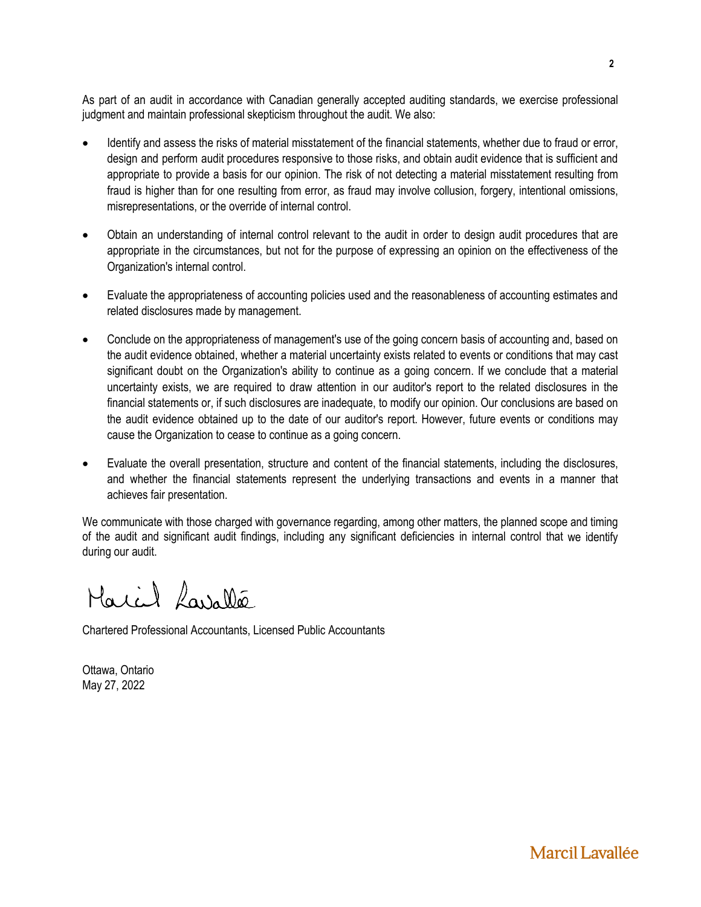As part of an audit in accordance with Canadian generally accepted auditing standards, we exercise professional judgment and maintain professional skepticism throughout the audit. We also:

- Identify and assess the risks of material misstatement of the financial statements, whether due to fraud or error, design and perform audit procedures responsive to those risks, and obtain audit evidence that is sufficient and appropriate to provide a basis for our opinion. The risk of not detecting a material misstatement resulting from fraud is higher than for one resulting from error, as fraud may involve collusion, forgery, intentional omissions, misrepresentations, or the override of internal control.

- Obtain an understanding of internal control relevant to the audit in order to design audit procedures that are appropriate in the circumstances, but not for the purpose of expressing an opinion on the effectiveness of the Organization's internal control.

- Evaluate the appropriateness of accounting policies used and the reasonableness of accounting estimates and related disclosures made by management.

- Conclude on the appropriateness of management's use of the going concern basis of accounting and, based on the audit evidence obtained, whether a material uncertainty exists related to events or conditions that may cast significant doubt on the Organization's ability to continue as a going concern. If we conclude that a material uncertainty exists, we are required to draw attention in our auditor's report to the related disclosures in the financial statements or, if such disclosures are inadequate, to modify our opinion. Our conclusions are based on the audit evidence obtained up to the date of our auditor's report. However, future events or conditions may cause the Organization to cease to continue as a going concern.

- Evaluate the overall presentation, structure and content of the financial statements, including the disclosures, and whether the financial statements represent the underlying transactions and events in a manner that achieves fair presentation.

We communicate with those charged with governance regarding, among other matters, the planned scope and timing of the audit and significant audit findings, including any significant deficiencies in internal control that we identify during our audit.

Marcil Lavallée

Chartered Professional Accountants, Licensed Public Accountants

Ottawa, Ontario
May 27, 2022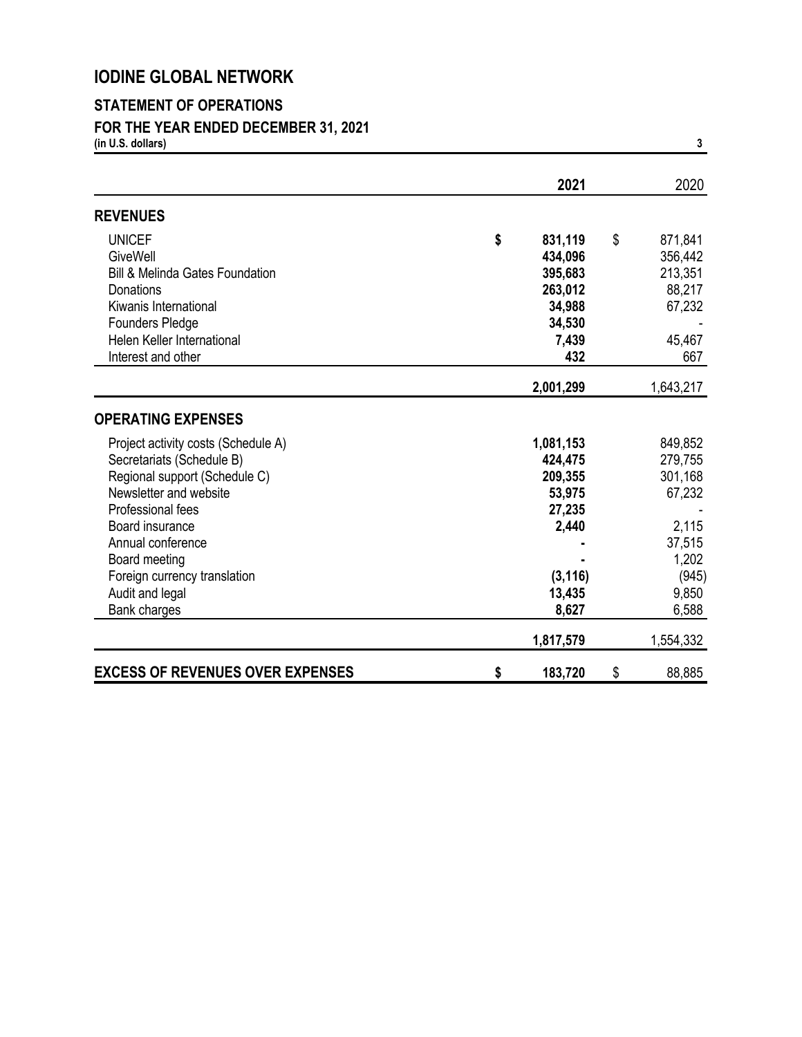# IODINE GLOBAL NETWORK

## STATEMENT OF OPERATIONS

## FOR THE YEAR ENDED DECEMBER 31, 2021

**(in U.S. dollars)**

| | 2021 | 2020 |
|---|---|---|
| **REVENUES** | | |
| UNICEF | **$ 831,119** | $ 871,841 |
| GiveWell | **434,096** | 356,442 |
| Bill & Melinda Gates Foundation | **395,683** | 213,351 |
| Donations | **263,012** | 88,217 |
| Kiwanis International | **34,988** | 67,232 |
| Founders Pledge | **34,530** | - |
| Helen Keller International | **7,439** | 45,467 |
| Interest and other | **432** | 667 |
| | **2,001,299** | 1,643,217 |
| **OPERATING EXPENSES** | | |
| Project activity costs (Schedule A) | **1,081,153** | 849,852 |
| Secretariats (Schedule B) | **424,475** | 279,755 |
| Regional support (Schedule C) | **209,355** | 301,168 |
| Newsletter and website | **53,975** | 67,232 |
| Professional fees | **27,235** | - |
| Board insurance | **2,440** | 2,115 |
| Annual conference | **-** | 37,515 |
| Board meeting | **-** | 1,202 |
| Foreign currency translation | **(3,116)** | (945) |
| Audit and legal | **13,435** | 9,850 |
| Bank charges | **8,627** | 6,588 |
| | **1,817,579** | 1,554,332 |
| **EXCESS OF REVENUES OVER EXPENSES** | **$ 183,720** | $ 88,885 |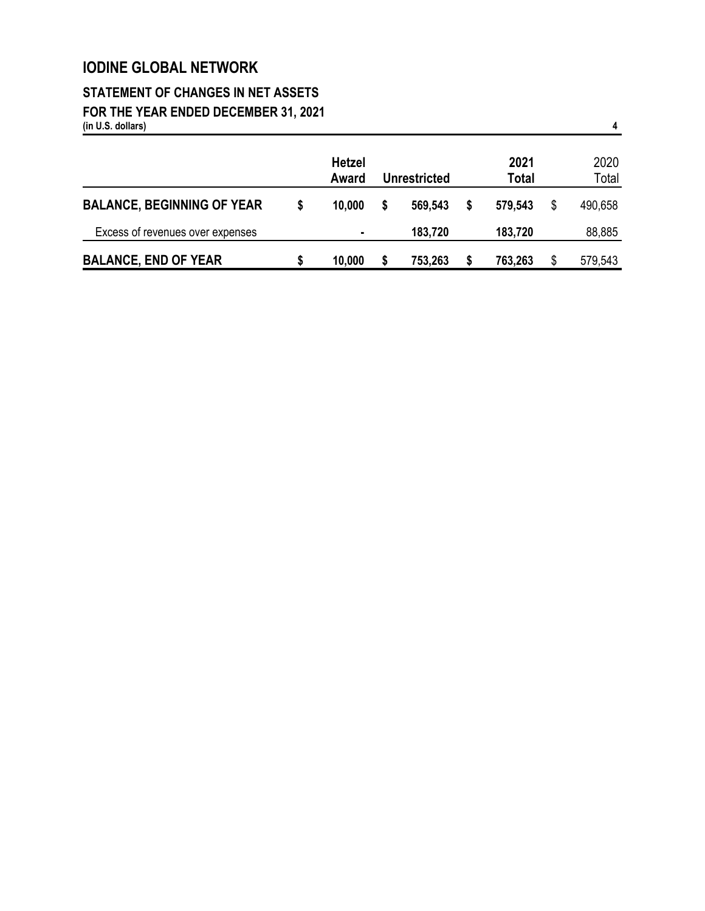# IODINE GLOBAL NETWORK

## STATEMENT OF CHANGES IN NET ASSETS

## FOR THE YEAR ENDED DECEMBER 31, 2021

**(in U.S. dollars)**

| | Hetzel Award | Unrestricted | 2021 Total | 2020 Total |
|---|---|---|---|---|
| **BALANCE, BEGINNING OF YEAR** | $ 10,000 | $ 569,543 | $ 579,543 | $ 490,658 |
| Excess of revenues over expenses | - | 183,720 | 183,720 | 88,885 |
| **BALANCE, END OF YEAR** | $ 10,000 | $ 753,263 | $ 763,263 | $ 579,543 |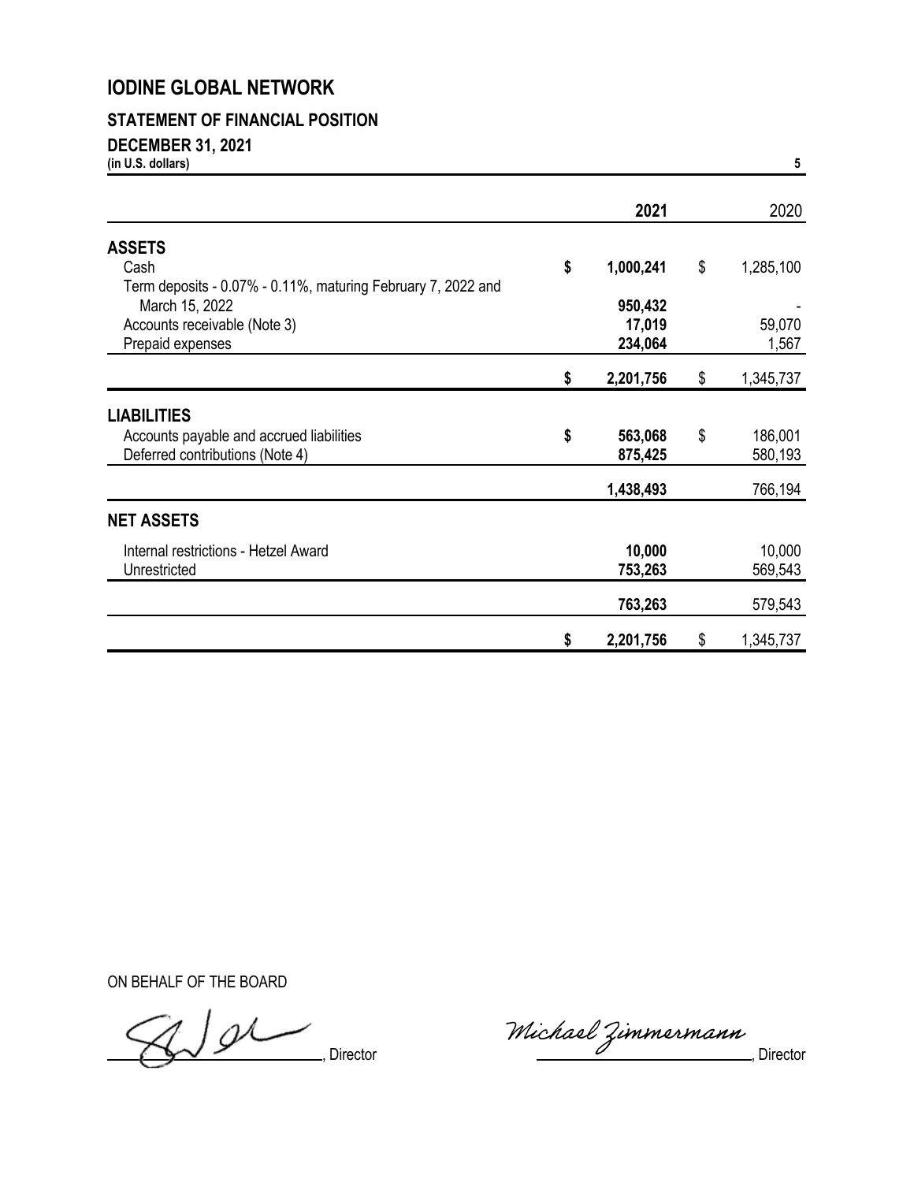# IODINE GLOBAL NETWORK

## STATEMENT OF FINANCIAL POSITION

**DECEMBER 31, 2021**

**(in U.S. dollars)**

| | 2021 | 2020 |
|---|---|---|
| **ASSETS** | | |
| Cash | $ 1,000,241 | $ 1,285,100 |
| Term deposits - 0.07% - 0.11%, maturing February 7, 2022 and March 15, 2022 | 950,432 | - |
| Accounts receivable (Note 3) | 17,019 | 59,070 |
| Prepaid expenses | 234,064 | 1,567 |
| | $ 2,201,756 | $ 1,345,737 |
| **LIABILITIES** | | |
| Accounts payable and accrued liabilities | $ 563,068 | $ 186,001 |
| Deferred contributions (Note 4) | 875,425 | 580,193 |
| | 1,438,493 | 766,194 |
| **NET ASSETS** | | |
| Internal restrictions - Hetzel Award | 10,000 | 10,000 |
| Unrestricted | 753,263 | 569,543 |
| | 763,263 | 579,543 |
| | $ 2,201,756 | $ 1,345,737 |

ON BEHALF OF THE BOARD

\_\_\_\_\_\_\_\_\_\_\_\_\_\_\_\_\_\_\_\_\_\_\_\_\_\_, Director

Michael Zimmermann, Director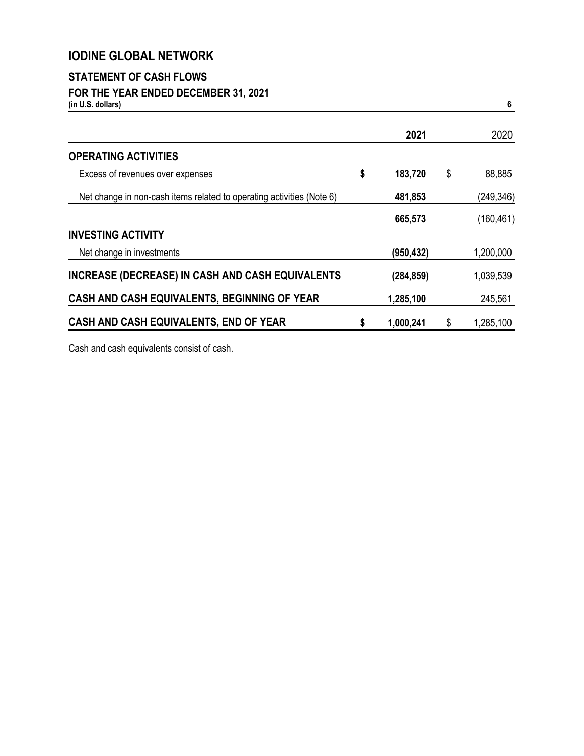# IODINE GLOBAL NETWORK

## STATEMENT OF CASH FLOWS

## FOR THE YEAR ENDED DECEMBER 31, 2021

**(in U.S. dollars)**

| | 2021 | 2020 |
|---|---|---|
| **OPERATING ACTIVITIES** | | |
| Excess of revenues over expenses | $ 183,720 | $ 88,885 |
| Net change in non-cash items related to operating activities (Note 6) | 481,853 | (249,346) |
| | 665,573 | (160,461) |
| **INVESTING ACTIVITY** | | |
| Net change in investments | (950,432) | 1,200,000 |
| **INCREASE (DECREASE) IN CASH AND CASH EQUIVALENTS** | (284,859) | 1,039,539 |
| **CASH AND CASH EQUIVALENTS, BEGINNING OF YEAR** | 1,285,100 | 245,561 |
| **CASH AND CASH EQUIVALENTS, END OF YEAR** | $ 1,000,241 | $ 1,285,100 |

Cash and cash equivalents consist of cash.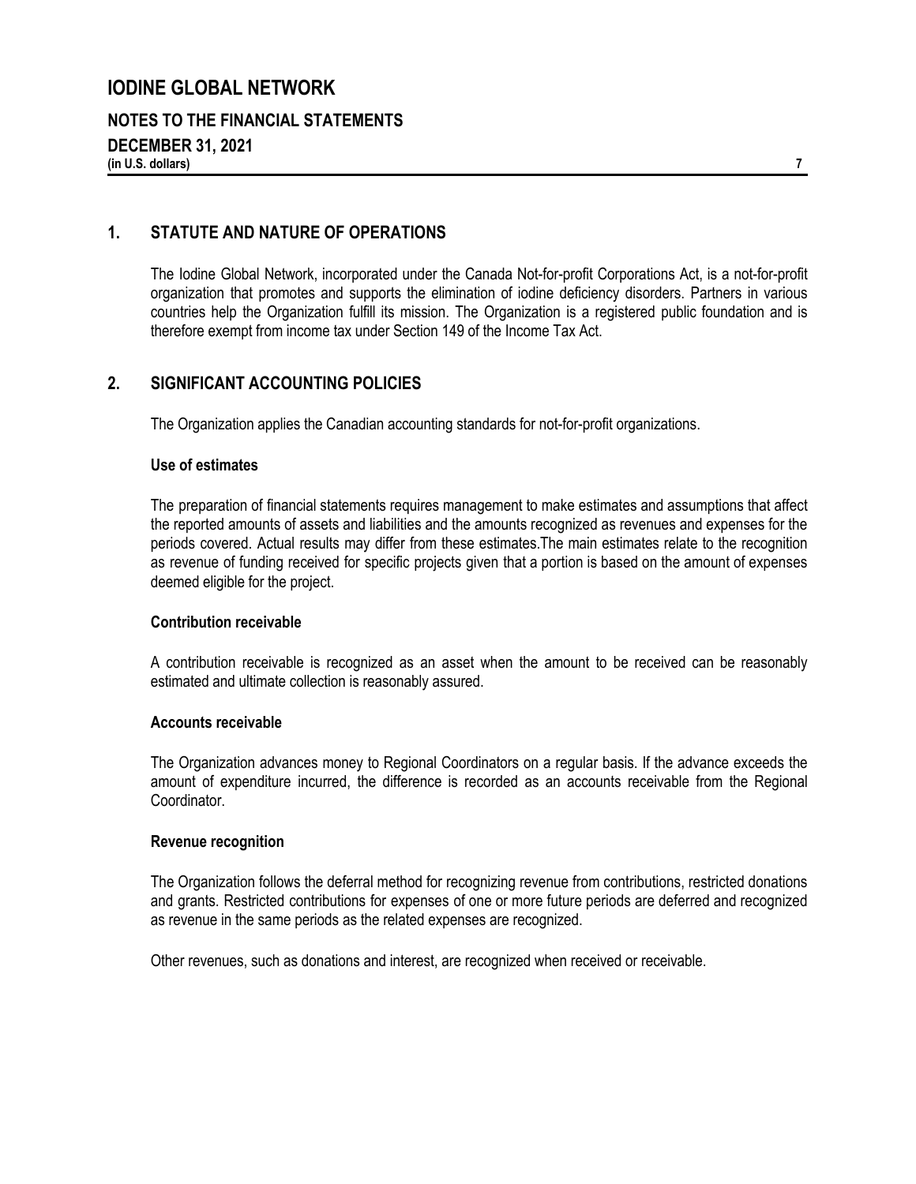# IODINE GLOBAL NETWORK

## NOTES TO THE FINANCIAL STATEMENTS

## DECEMBER 31, 2021

**(in U.S. dollars)**

## 1. STATUTE AND NATURE OF OPERATIONS

The Iodine Global Network, incorporated under the Canada Not-for-profit Corporations Act, is a not-for-profit organization that promotes and supports the elimination of iodine deficiency disorders. Partners in various countries help the Organization fulfill its mission. The Organization is a registered public foundation and is therefore exempt from income tax under Section 149 of the Income Tax Act.

## 2. SIGNIFICANT ACCOUNTING POLICIES

The Organization applies the Canadian accounting standards for not-for-profit organizations.

### Use of estimates

The preparation of financial statements requires management to make estimates and assumptions that affect the reported amounts of assets and liabilities and the amounts recognized as revenues and expenses for the periods covered. Actual results may differ from these estimates.The main estimates relate to the recognition as revenue of funding received for specific projects given that a portion is based on the amount of expenses deemed eligible for the project.

### Contribution receivable

A contribution receivable is recognized as an asset when the amount to be received can be reasonably estimated and ultimate collection is reasonably assured.

### Accounts receivable

The Organization advances money to Regional Coordinators on a regular basis. If the advance exceeds the amount of expenditure incurred, the difference is recorded as an accounts receivable from the Regional Coordinator.

### Revenue recognition

The Organization follows the deferral method for recognizing revenue from contributions, restricted donations and grants. Restricted contributions for expenses of one or more future periods are deferred and recognized as revenue in the same periods as the related expenses are recognized.

Other revenues, such as donations and interest, are recognized when received or receivable.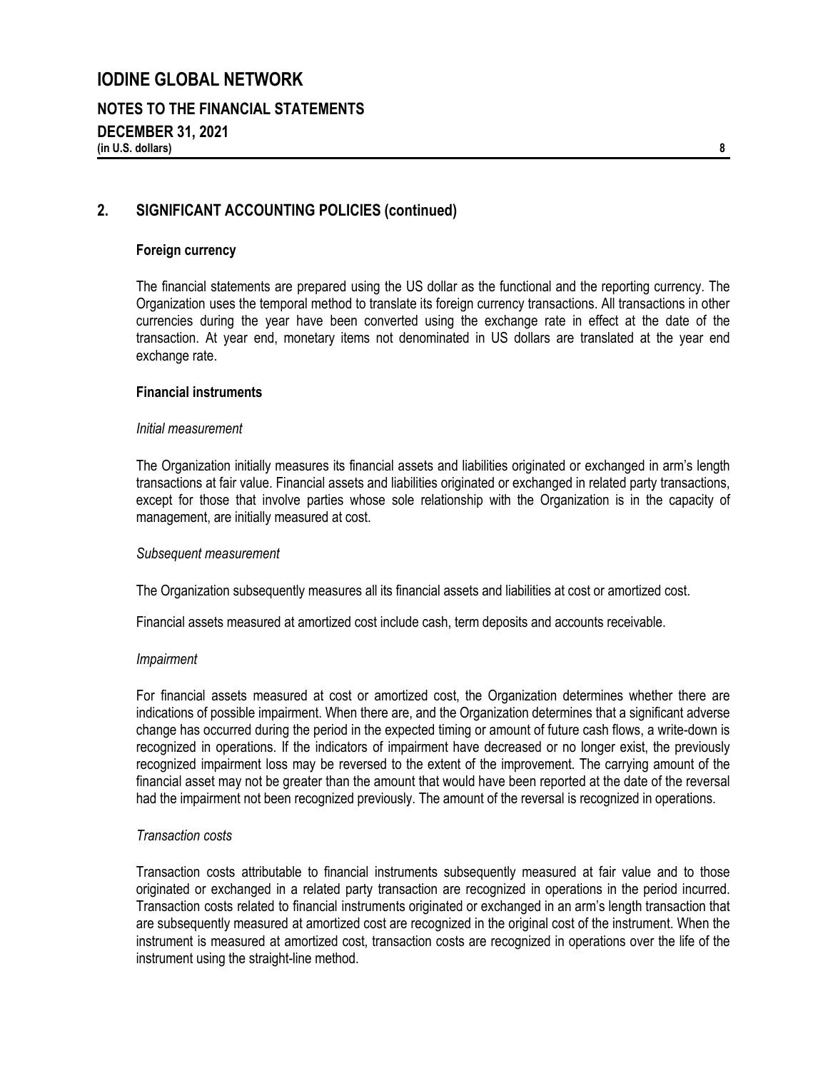## 2. SIGNIFICANT ACCOUNTING POLICIES (continued)

### Foreign currency

The financial statements are prepared using the US dollar as the functional and the reporting currency. The Organization uses the temporal method to translate its foreign currency transactions. All transactions in other currencies during the year have been converted using the exchange rate in effect at the date of the transaction. At year end, monetary items not denominated in US dollars are translated at the year end exchange rate.

### Financial instruments

*Initial measurement*

The Organization initially measures its financial assets and liabilities originated or exchanged in arm's length transactions at fair value. Financial assets and liabilities originated or exchanged in related party transactions, except for those that involve parties whose sole relationship with the Organization is in the capacity of management, are initially measured at cost.

*Subsequent measurement*

The Organization subsequently measures all its financial assets and liabilities at cost or amortized cost.

Financial assets measured at amortized cost include cash, term deposits and accounts receivable.

*Impairment*

For financial assets measured at cost or amortized cost, the Organization determines whether there are indications of possible impairment. When there are, and the Organization determines that a significant adverse change has occurred during the period in the expected timing or amount of future cash flows, a write-down is recognized in operations. If the indicators of impairment have decreased or no longer exist, the previously recognized impairment loss may be reversed to the extent of the improvement. The carrying amount of the financial asset may not be greater than the amount that would have been reported at the date of the reversal had the impairment not been recognized previously. The amount of the reversal is recognized in operations.

*Transaction costs*

Transaction costs attributable to financial instruments subsequently measured at fair value and to those originated or exchanged in a related party transaction are recognized in operations in the period incurred. Transaction costs related to financial instruments originated or exchanged in an arm's length transaction that are subsequently measured at amortized cost are recognized in the original cost of the instrument. When the instrument is measured at amortized cost, transaction costs are recognized in operations over the life of the instrument using the straight-line method.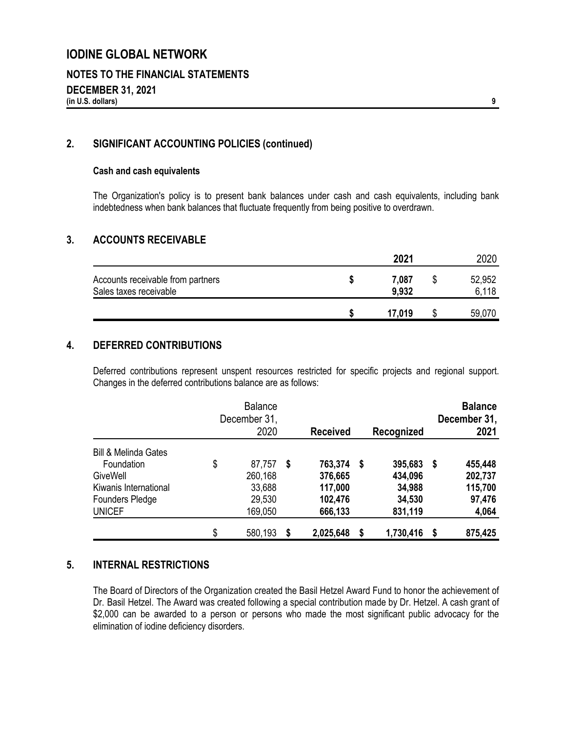## 2. SIGNIFICANT ACCOUNTING POLICIES (continued)

### Cash and cash equivalents

The Organization's policy is to present bank balances under cash and cash equivalents, including bank indebtedness when bank balances that fluctuate frequently from being positive to overdrawn.

## 3. ACCOUNTS RECEIVABLE

| | 2021 | 2020 |
|---|---|---|
| Accounts receivable from partners | $ 7,087 | $ 52,952 |
| Sales taxes receivable | 9,932 | 6,118 |
| | $ 17,019 | $ 59,070 |

## 4. DEFERRED CONTRIBUTIONS

Deferred contributions represent unspent resources restricted for specific projects and regional support. Changes in the deferred contributions balance are as follows:

| | Balance December 31, 2020 | Received | Recognized | Balance December 31, 2021 |
|---|---|---|---|---|
| Bill & Melinda Gates Foundation | $ 87,757 | $ 763,374 | $ 395,683 | $ 455,448 |
| GiveWell | 260,168 | 376,665 | 434,096 | 202,737 |
| Kiwanis International | 33,688 | 117,000 | 34,988 | 115,700 |
| Founders Pledge | 29,530 | 102,476 | 34,530 | 97,476 |
| UNICEF | 169,050 | 666,133 | 831,119 | 4,064 |
| | $ 580,193 | $ 2,025,648 | $ 1,730,416 | $ 875,425 |

## 5. INTERNAL RESTRICTIONS

The Board of Directors of the Organization created the Basil Hetzel Award Fund to honor the achievement of Dr. Basil Hetzel. The Award was created following a special contribution made by Dr. Hetzel. A cash grant of $2,000 can be awarded to a person or persons who made the most significant public advocacy for the elimination of iodine deficiency disorders.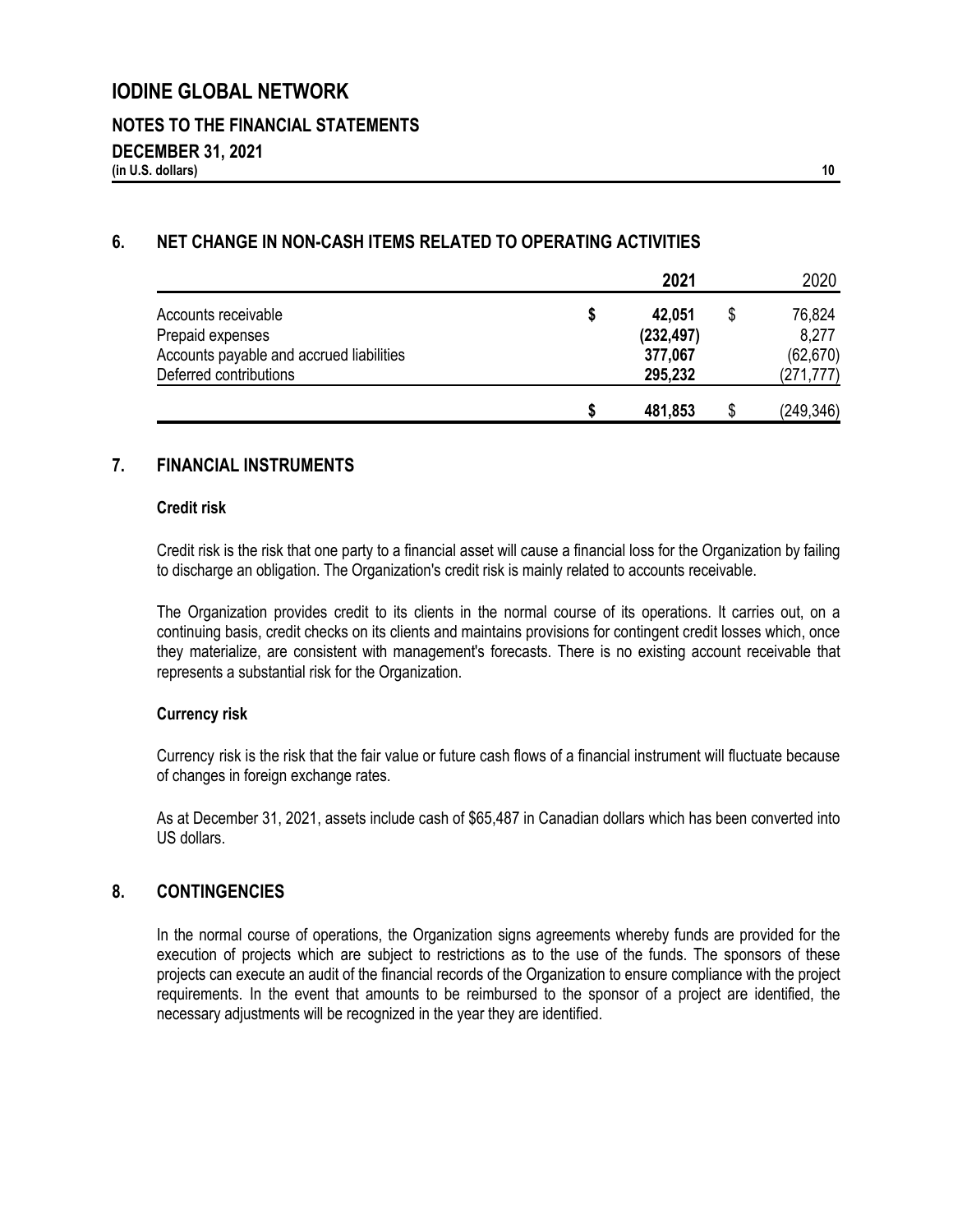# IODINE GLOBAL NETWORK

## NOTES TO THE FINANCIAL STATEMENTS

## DECEMBER 31, 2021

**(in U.S. dollars)**

## 6. NET CHANGE IN NON-CASH ITEMS RELATED TO OPERATING ACTIVITIES

| | 2021 | 2020 |
|---|---|---|
| Accounts receivable | $ 42,051 | $ 76,824 |
| Prepaid expenses | (232,497) | 8,277 |
| Accounts payable and accrued liabilities | 377,067 | (62,670) |
| Deferred contributions | 295,232 | (271,777) |
| | $ 481,853 | $ (249,346) |

## 7. FINANCIAL INSTRUMENTS

### Credit risk

Credit risk is the risk that one party to a financial asset will cause a financial loss for the Organization by failing to discharge an obligation. The Organization's credit risk is mainly related to accounts receivable.

The Organization provides credit to its clients in the normal course of its operations. It carries out, on a continuing basis, credit checks on its clients and maintains provisions for contingent credit losses which, once they materialize, are consistent with management's forecasts. There is no existing account receivable that represents a substantial risk for the Organization.

### Currency risk

Currency risk is the risk that the fair value or future cash flows of a financial instrument will fluctuate because of changes in foreign exchange rates.

As at December 31, 2021, assets include cash of $65,487 in Canadian dollars which has been converted into US dollars.

## 8. CONTINGENCIES

In the normal course of operations, the Organization signs agreements whereby funds are provided for the execution of projects which are subject to restrictions as to the use of the funds. The sponsors of these projects can execute an audit of the financial records of the Organization to ensure compliance with the project requirements. In the event that amounts to be reimbursed to the sponsor of a project are identified, the necessary adjustments will be recognized in the year they are identified.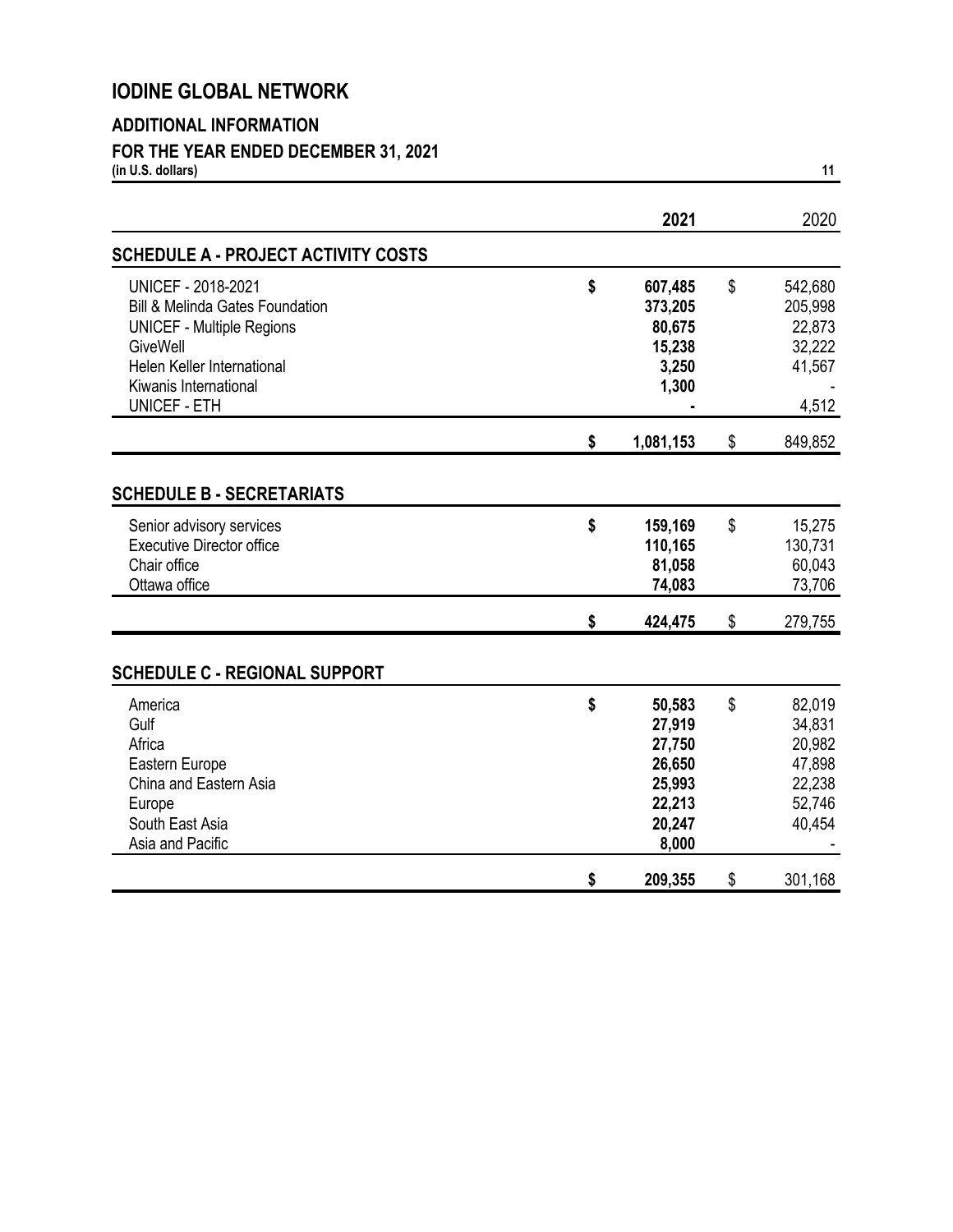# IODINE GLOBAL NETWORK

## ADDITIONAL INFORMATION

## FOR THE YEAR ENDED DECEMBER 31, 2021

**(in U.S. dollars)**

| | 2021 | 2020 |
|---|---|---|
| **SCHEDULE A - PROJECT ACTIVITY COSTS** | | |
| UNICEF - 2018-2021 | **$ 607,485** | $ 542,680 |
| Bill & Melinda Gates Foundation | **373,205** | 205,998 |
| UNICEF - Multiple Regions | **80,675** | 22,873 |
| GiveWell | **15,238** | 32,222 |
| Helen Keller International | **3,250** | 41,567 |
| Kiwanis International | **1,300** | - |
| UNICEF - ETH | **-** | 4,512 |
| | **$ 1,081,153** | $ 849,852 |
| **SCHEDULE B - SECRETARIATS** | | |
| Senior advisory services | **$ 159,169** | $ 15,275 |
| Executive Director office | **110,165** | 130,731 |
| Chair office | **81,058** | 60,043 |
| Ottawa office | **74,083** | 73,706 |
| | **$ 424,475** | $ 279,755 |
| **SCHEDULE C - REGIONAL SUPPORT** | | |
| America | **$ 50,583** | $ 82,019 |
| Gulf | **27,919** | 34,831 |
| Africa | **27,750** | 20,982 |
| Eastern Europe | **26,650** | 47,898 |
| China and Eastern Asia | **25,993** | 22,238 |
| Europe | **22,213** | 52,746 |
| South East Asia | **20,247** | 40,454 |
| Asia and Pacific | **8,000** | - |
| | **$ 209,355** | $ 301,168 |